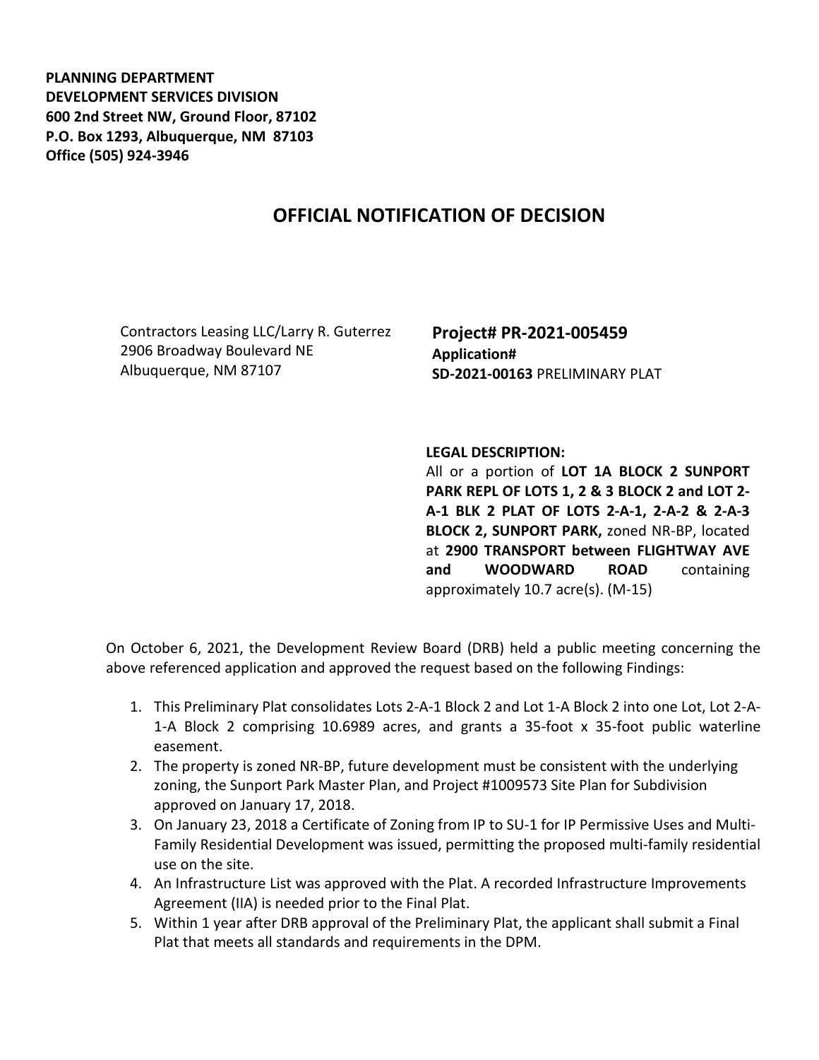**PLANNING DEPARTMENT**
**DEVELOPMENT SERVICES DIVISION**
**600 2nd Street NW, Ground Floor, 87102**
**P.O. Box 1293, Albuquerque, NM 87103**
**Office (505) 924-3946**

# OFFICIAL NOTIFICATION OF DECISION

Contractors Leasing LLC/Larry R. Guterrez
2906 Broadway Boulevard NE
Albuquerque, NM 87107

**Project# PR-2021-005459**
**Application#**
**SD-2021-00163** PRELIMINARY PLAT

**LEGAL DESCRIPTION:**
All or a portion of **LOT 1A BLOCK 2 SUNPORT PARK REPL OF LOTS 1, 2 & 3 BLOCK 2 and LOT 2-A-1 BLK 2 PLAT OF LOTS 2-A-1, 2-A-2 & 2-A-3 BLOCK 2, SUNPORT PARK,** zoned NR-BP, located at **2900 TRANSPORT between FLIGHTWAY AVE and WOODWARD ROAD** containing approximately 10.7 acre(s). (M-15)

On October 6, 2021, the Development Review Board (DRB) held a public meeting concerning the above referenced application and approved the request based on the following Findings:

1. This Preliminary Plat consolidates Lots 2-A-1 Block 2 and Lot 1-A Block 2 into one Lot, Lot 2-A-1-A Block 2 comprising 10.6989 acres, and grants a 35-foot x 35-foot public waterline easement.
2. The property is zoned NR-BP, future development must be consistent with the underlying zoning, the Sunport Park Master Plan, and Project #1009573 Site Plan for Subdivision approved on January 17, 2018.
3. On January 23, 2018 a Certificate of Zoning from IP to SU-1 for IP Permissive Uses and Multi-Family Residential Development was issued, permitting the proposed multi-family residential use on the site.
4. An Infrastructure List was approved with the Plat. A recorded Infrastructure Improvements Agreement (IIA) is needed prior to the Final Plat.
5. Within 1 year after DRB approval of the Preliminary Plat, the applicant shall submit a Final Plat that meets all standards and requirements in the DPM.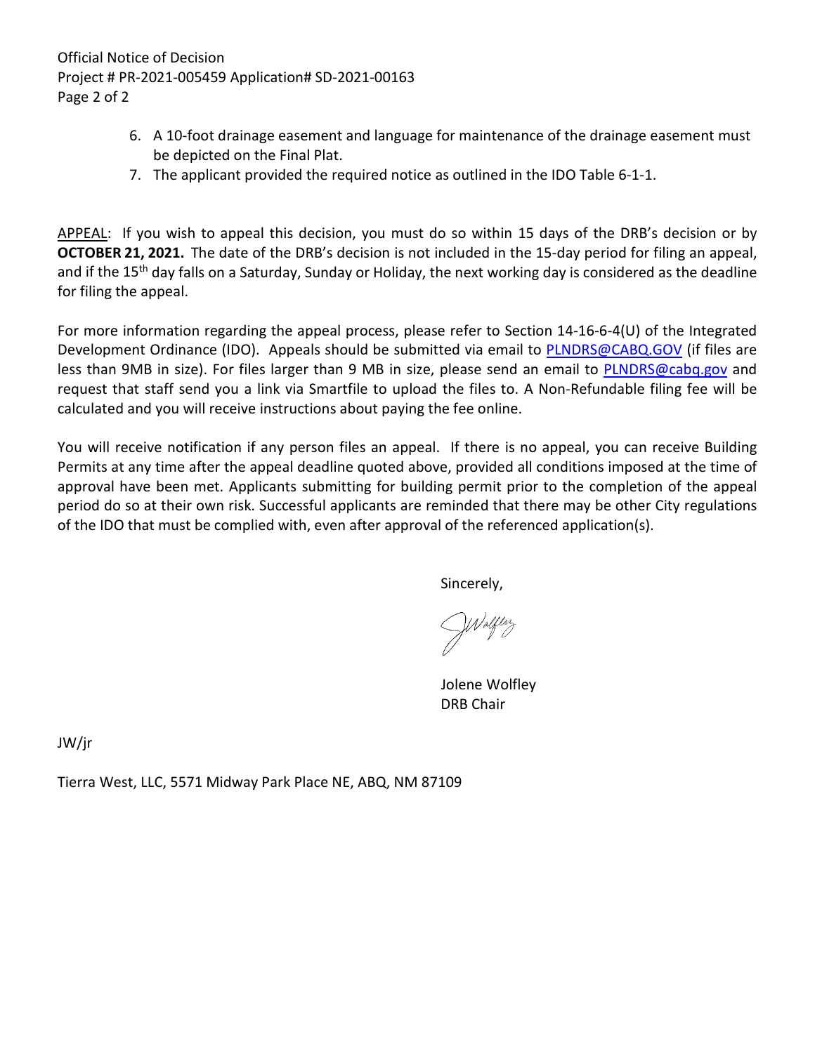6. A 10-foot drainage easement and language for maintenance of the drainage easement must be depicted on the Final Plat.
7. The applicant provided the required notice as outlined in the IDO Table 6-1-1.

APPEAL: If you wish to appeal this decision, you must do so within 15 days of the DRB's decision or by **OCTOBER 21, 2021.** The date of the DRB's decision is not included in the 15-day period for filing an appeal, and if the 15th day falls on a Saturday, Sunday or Holiday, the next working day is considered as the deadline for filing the appeal.

For more information regarding the appeal process, please refer to Section 14-16-6-4(U) of the Integrated Development Ordinance (IDO). Appeals should be submitted via email to PLNDRS@CABQ.GOV (if files are less than 9MB in size). For files larger than 9 MB in size, please send an email to PLNDRS@cabq.gov and request that staff send you a link via Smartfile to upload the files to. A Non-Refundable filing fee will be calculated and you will receive instructions about paying the fee online.

You will receive notification if any person files an appeal. If there is no appeal, you can receive Building Permits at any time after the appeal deadline quoted above, provided all conditions imposed at the time of approval have been met. Applicants submitting for building permit prior to the completion of the appeal period do so at their own risk. Successful applicants are reminded that there may be other City regulations of the IDO that must be complied with, even after approval of the referenced application(s).

Sincerely,

Jolene Wolfley
DRB Chair

JW/jr

Tierra West, LLC, 5571 Midway Park Place NE, ABQ, NM 87109